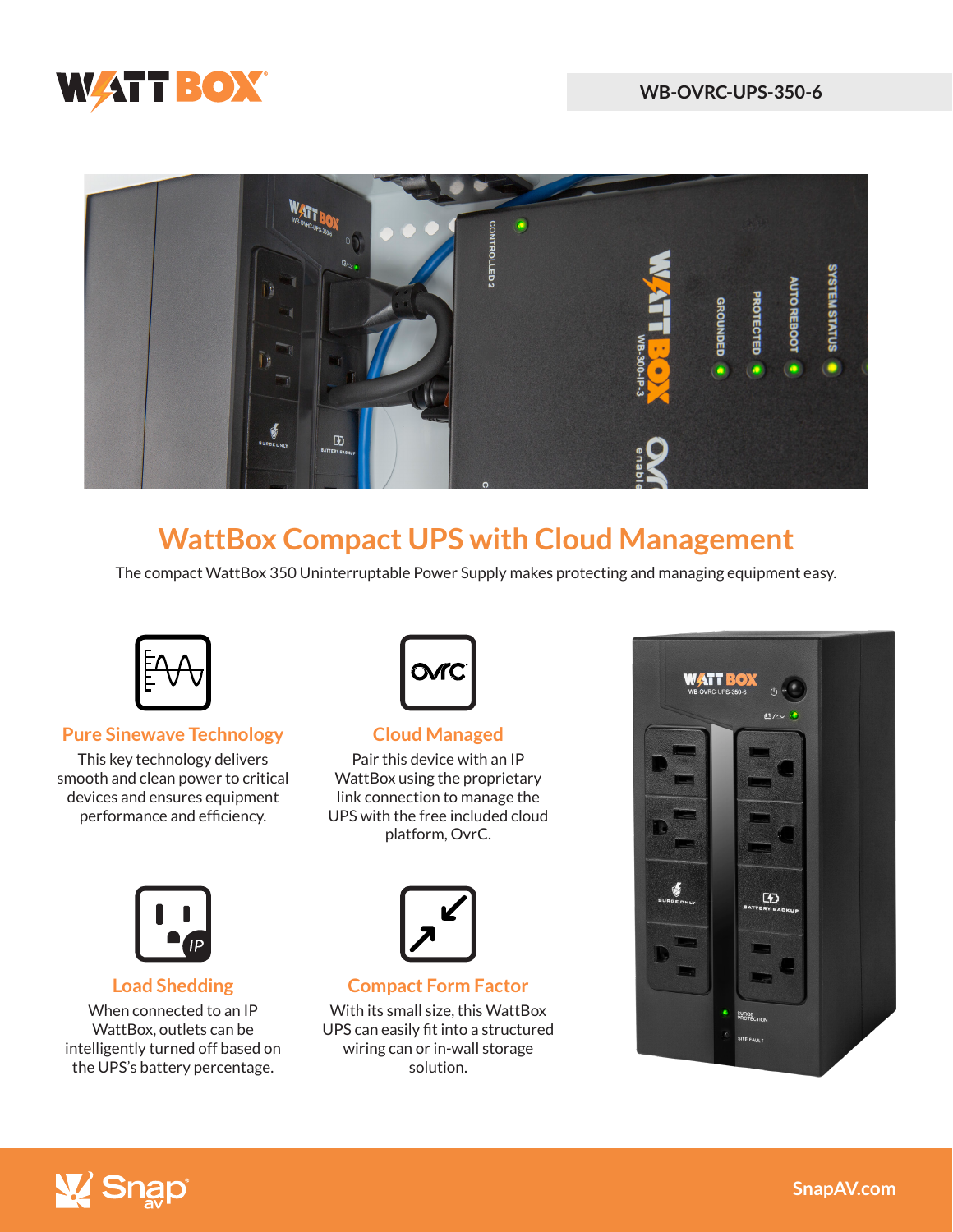WB-OVRC-UPS-350-6

# WattBox Compact UPS with Cloud Management

The compact WattBox 350 Uninterruptable Power Supply makes protecting and managing equipment easy.

### Pure Sinewave Technology

This key technology delivers smooth and clean power to critical devices and ensures equipment performance and efficiency.

### Cloud Managed

Pair this device with an IP WattBox using the proprietary link connection to manage the UPS with the free included cloud platform, OvrC.

### Load Shedding

When connected to an IP WattBox, outlets can be intelligently turned off based on the UPS's battery percentage.

### Compact Form Factor

With its small size, this WattBox UPS can easily fit into a structured wiring can or in-wall storage solution.

SnapAV.com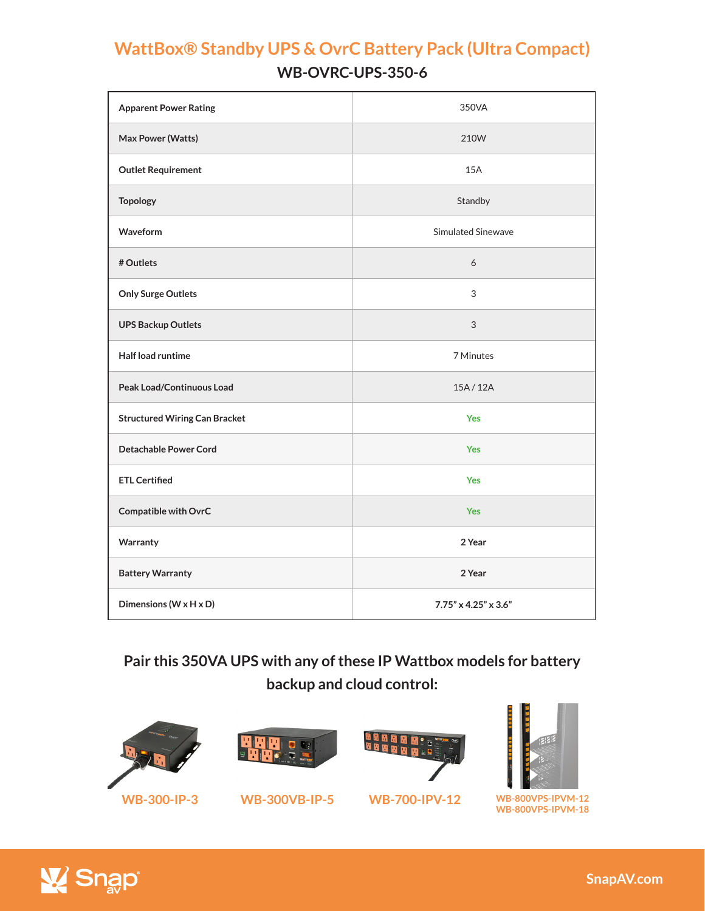# WattBox® Standby UPS & OvrC Battery Pack (Ultra Compact)

## WB-OVRC-UPS-350-6

| | |
|---|---|
| Apparent Power Rating | 350VA |
| Max Power (Watts) | 210W |
| Outlet Requirement | 15A |
| Topology | Standby |
| Waveform | Simulated Sinewave |
| # Outlets | 6 |
| Only Surge Outlets | 3 |
| UPS Backup Outlets | 3 |
| Half load runtime | 7 Minutes |
| Peak Load/Continuous Load | 15A / 12A |
| Structured Wiring Can Bracket | Yes |
| Detachable Power Cord | Yes |
| ETL Certified | Yes |
| Compatible with OvrC | Yes |
| Warranty | **2 Year** |
| Battery Warranty | **2 Year** |
| Dimensions (W x H x D) | **7.75" x 4.25" x 3.6"** |

## Pair this 350VA UPS with any of these IP Wattbox models for battery backup and cloud control:

WB-300-IP-3

WB-300VB-IP-5

WB-700-IPV-12

WB-800VPS-IPVM-12
WB-800VPS-IPVM-18

Snap av

SnapAV.com